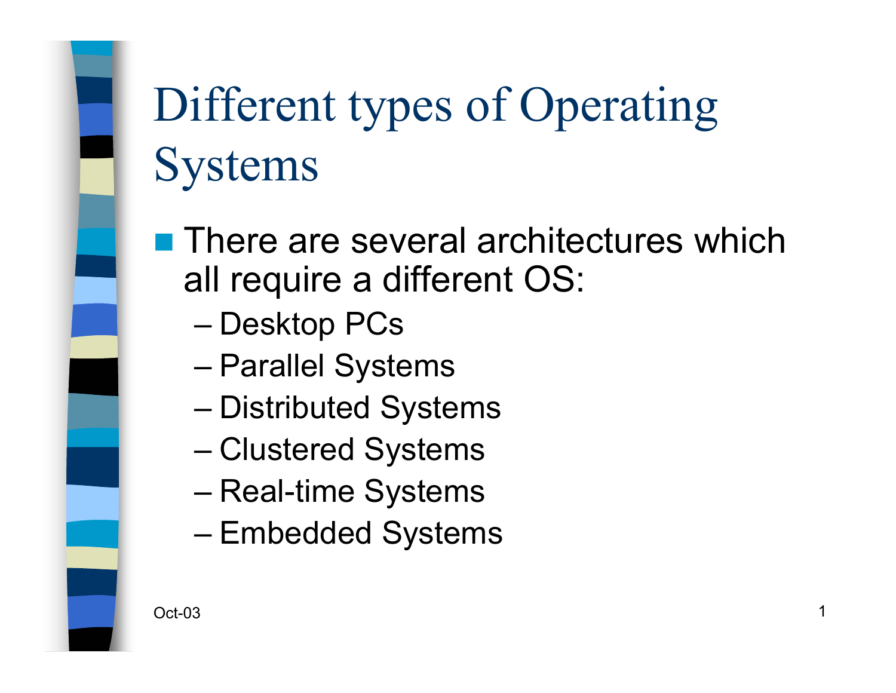# Different types of Operating Systems

- There are several architectures which all require a different OS:
  - Desktop PCs
  - Parallel Systems
  - Distributed Systems
  - Clustered Systems
  - Real-time Systems
  - Embedded Systems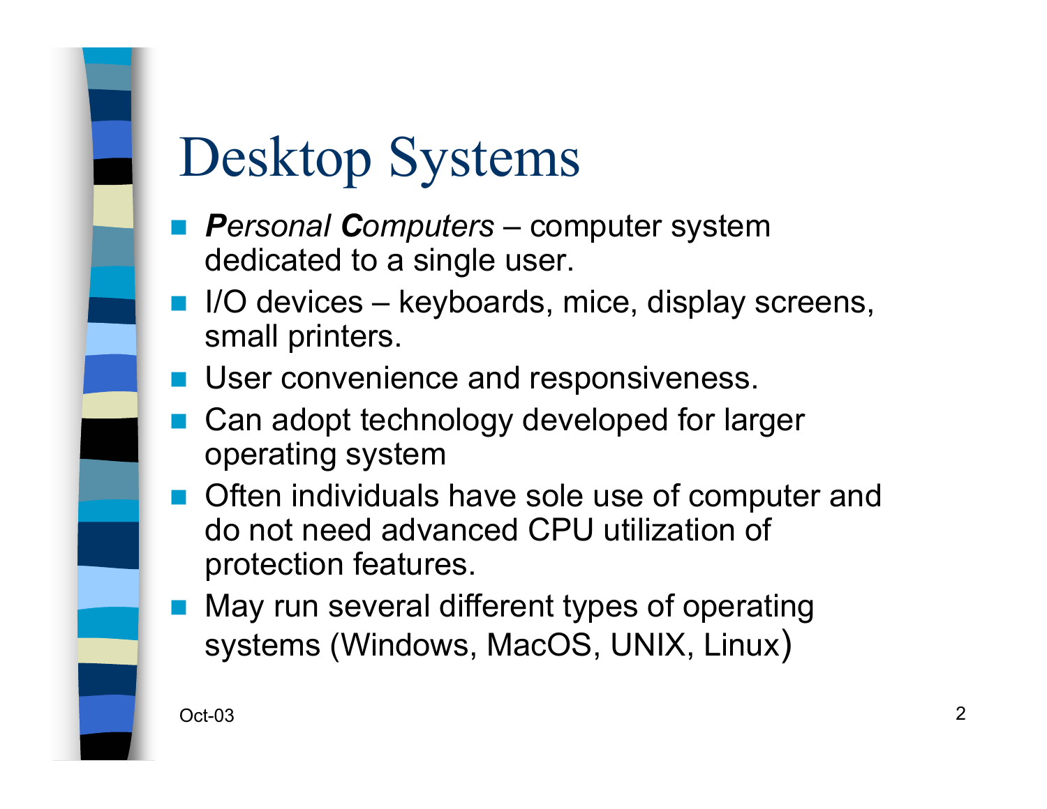# Desktop Systems

- ***P**ersonal **C**omputers* – computer system dedicated to a single user.
- I/O devices – keyboards, mice, display screens, small printers.
- User convenience and responsiveness.
- Can adopt technology developed for larger operating system
- Often individuals have sole use of computer and do not need advanced CPU utilization of protection features.
- May run several different types of operating systems (Windows, MacOS, UNIX, Linux)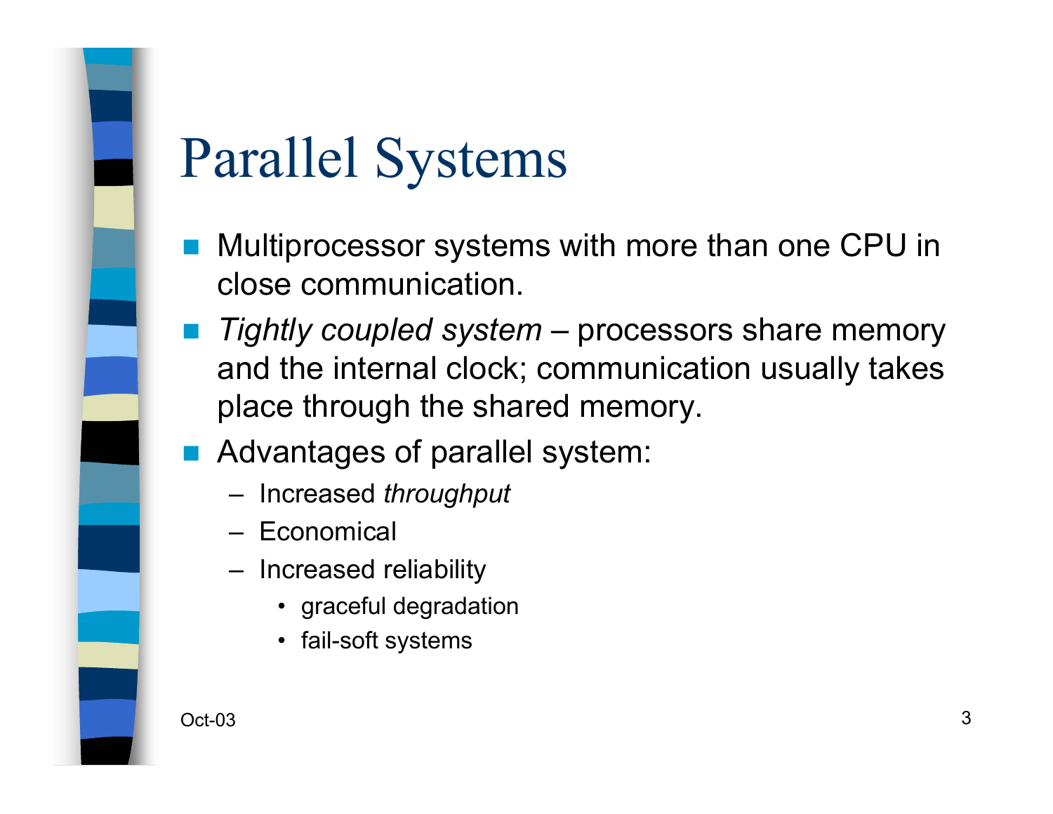# Parallel Systems

- Multiprocessor systems with more than one CPU in close communication.
- *Tightly coupled system* – processors share memory and the internal clock; communication usually takes place through the shared memory.
- Advantages of parallel system:
  - Increased *throughput*
  - Economical
  - Increased reliability
    - graceful degradation
    - fail-soft systems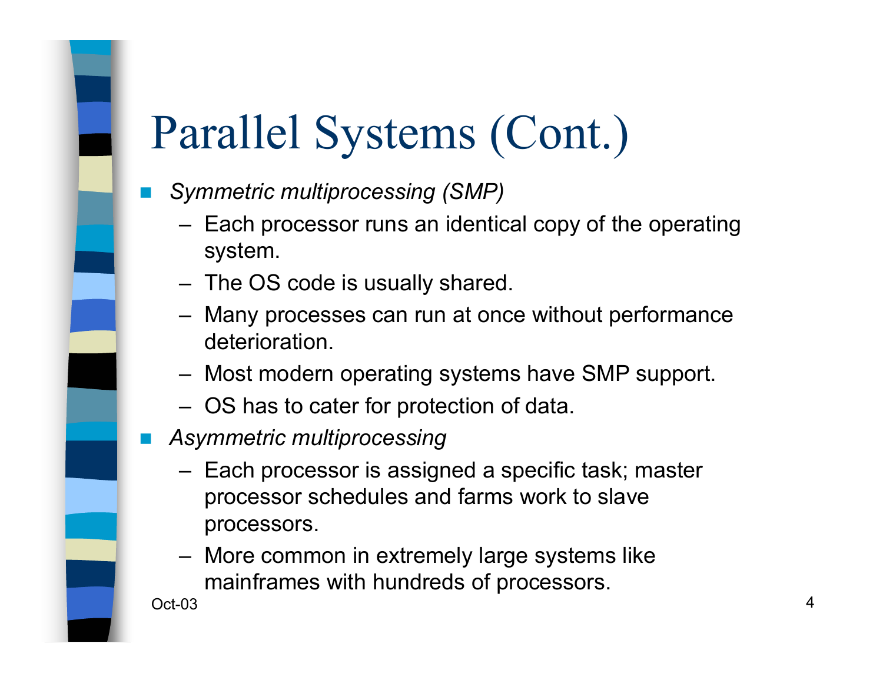# Parallel Systems (Cont.)

- *Symmetric multiprocessing (SMP)*
  - Each processor runs an identical copy of the operating system.
  - The OS code is usually shared.
  - Many processes can run at once without performance deterioration.
  - Most modern operating systems have SMP support.
  - OS has to cater for protection of data.
- *Asymmetric multiprocessing*
  - Each processor is assigned a specific task; master processor schedules and farms work to slave processors.
  - More common in extremely large systems like mainframes with hundreds of processors.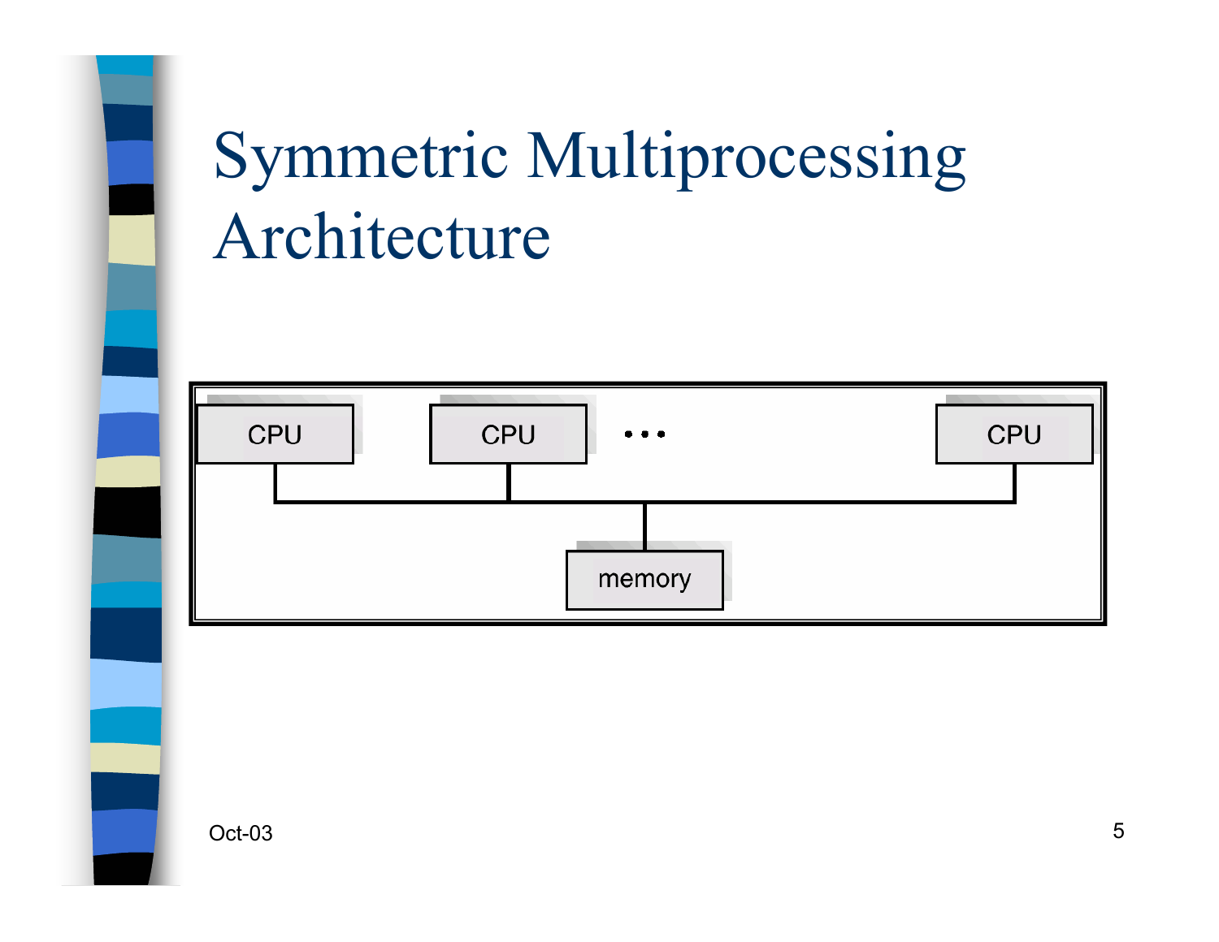# Symmetric Multiprocessing Architecture

CPU CPU ... CPU

memory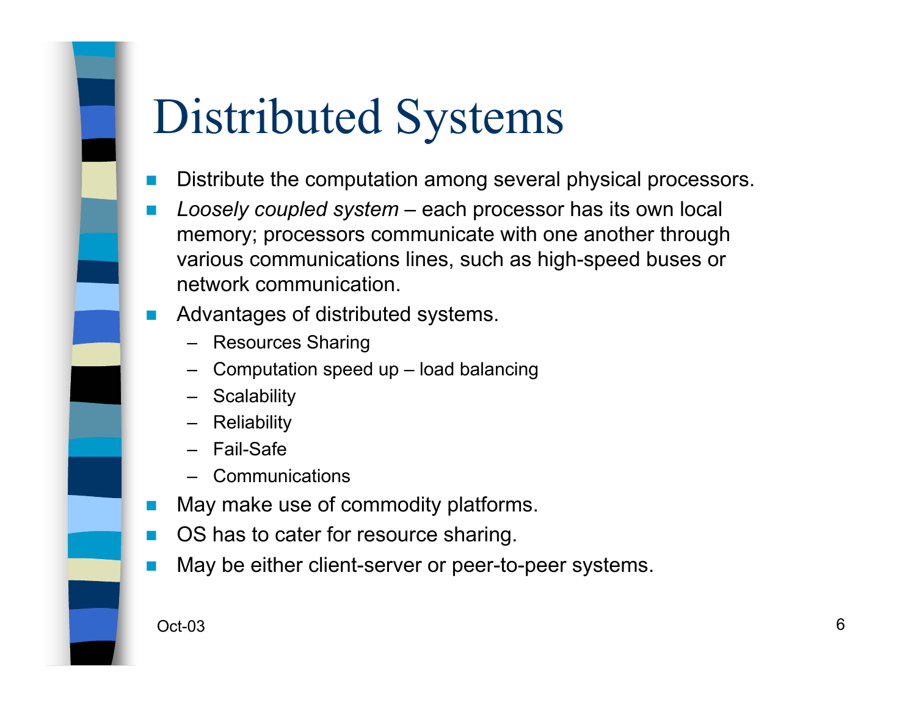# Distributed Systems

- Distribute the computation among several physical processors.
- *Loosely coupled system* – each processor has its own local memory; processors communicate with one another through various communications lines, such as high-speed buses or network communication.
- Advantages of distributed systems.
  - Resources Sharing
  - Computation speed up – load balancing
  - Scalability
  - Reliability
  - Fail-Safe
  - Communications
- May make use of commodity platforms.
- OS has to cater for resource sharing.
- May be either client-server or peer-to-peer systems.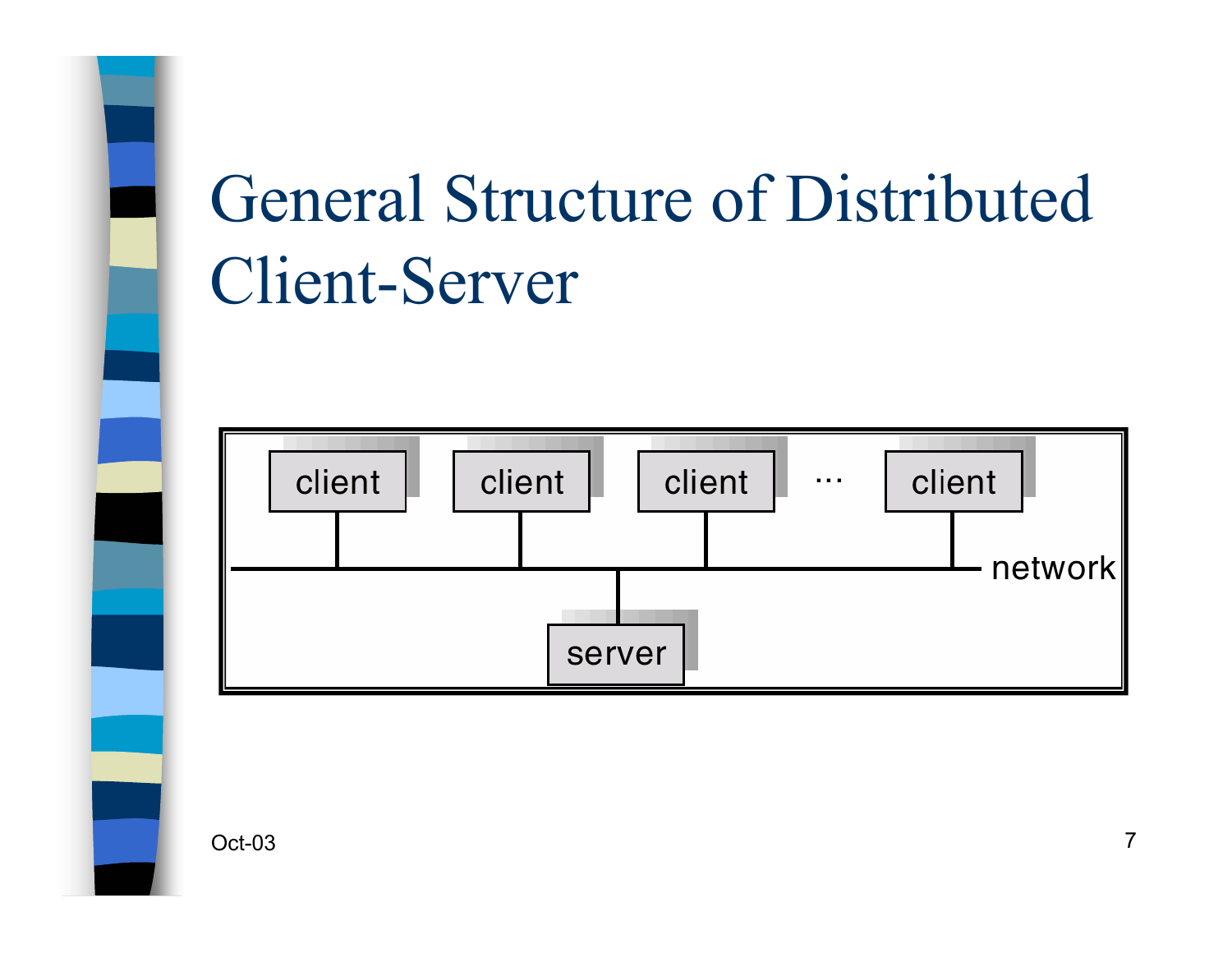# General Structure of Distributed Client-Server

client client client ... client

network

server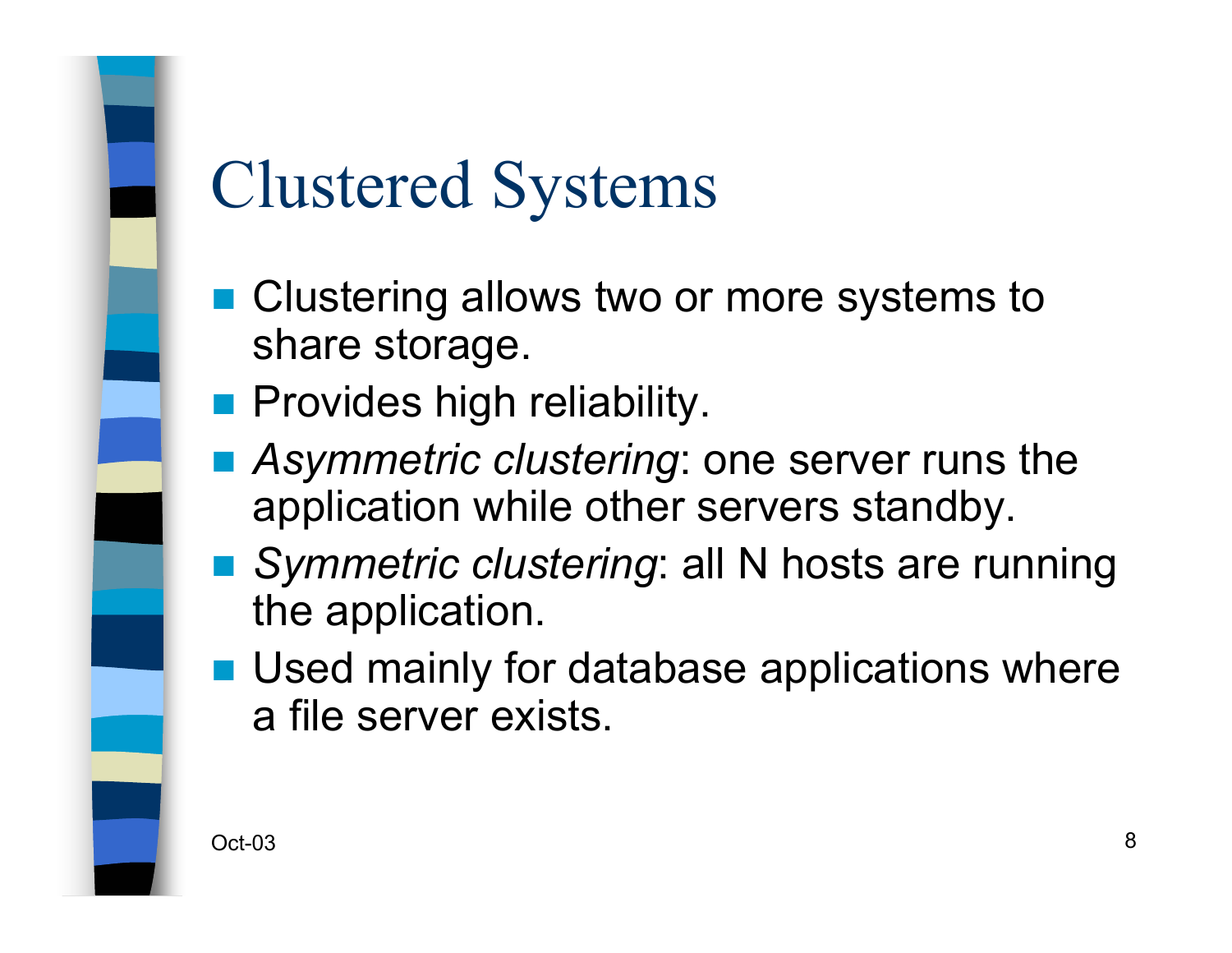# Clustered Systems

- Clustering allows two or more systems to share storage.
- Provides high reliability.
- *Asymmetric clustering*: one server runs the application while other servers standby.
- *Symmetric clustering*: all N hosts are running the application.
- Used mainly for database applications where a file server exists.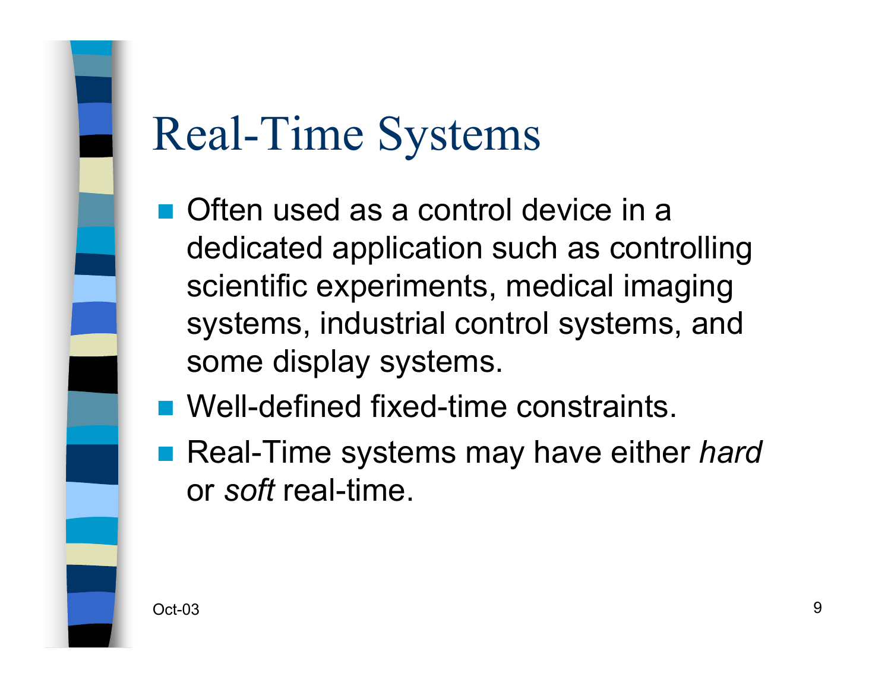# Real-Time Systems

- Often used as a control device in a dedicated application such as controlling scientific experiments, medical imaging systems, industrial control systems, and some display systems.
- Well-defined fixed-time constraints.
- Real-Time systems may have either *hard* or *soft* real-time.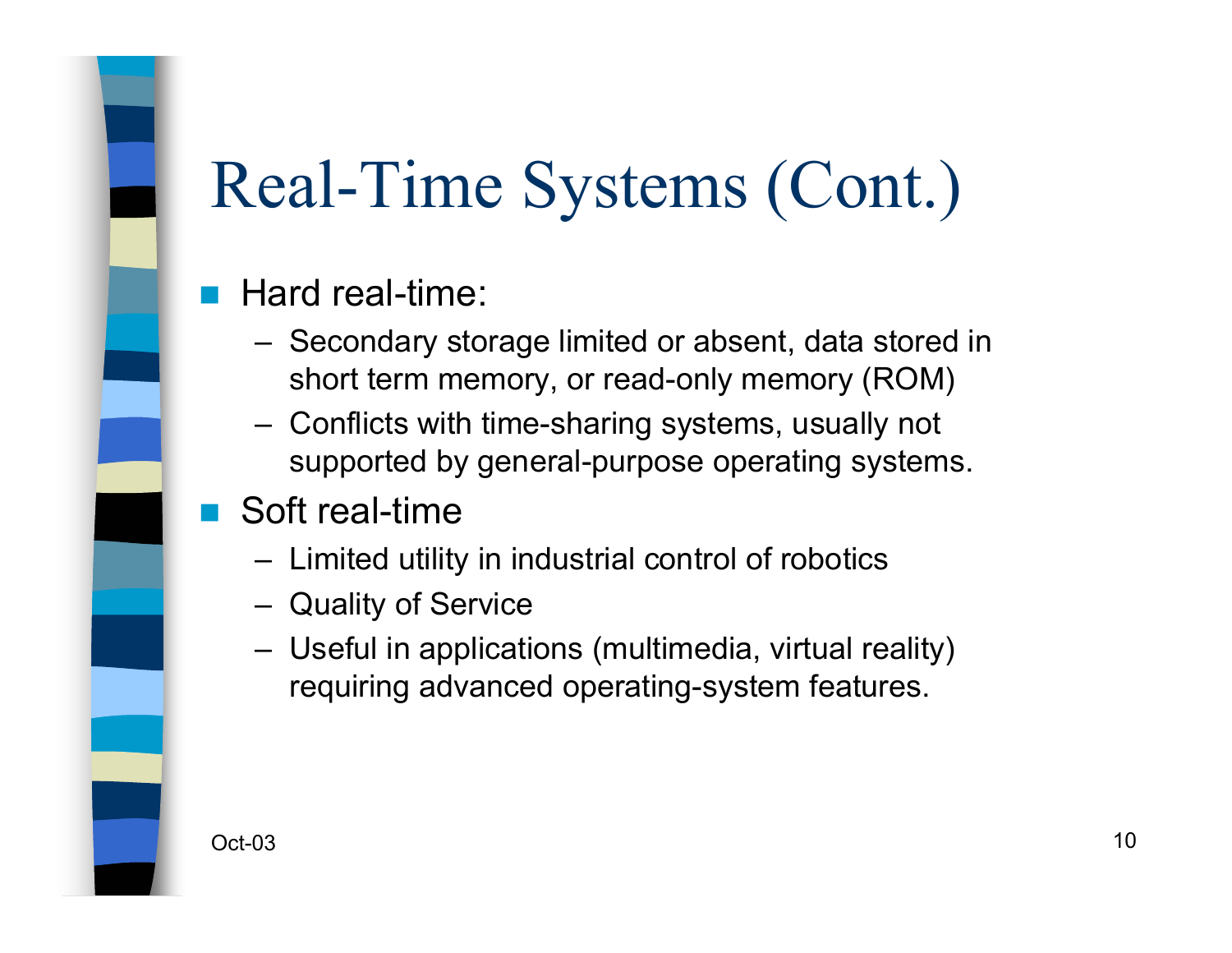# Real-Time Systems (Cont.)

- Hard real-time:
  - Secondary storage limited or absent, data stored in short term memory, or read-only memory (ROM)
  - Conflicts with time-sharing systems, usually not supported by general-purpose operating systems.
- Soft real-time
  - Limited utility in industrial control of robotics
  - Quality of Service
  - Useful in applications (multimedia, virtual reality) requiring advanced operating-system features.

Oct-03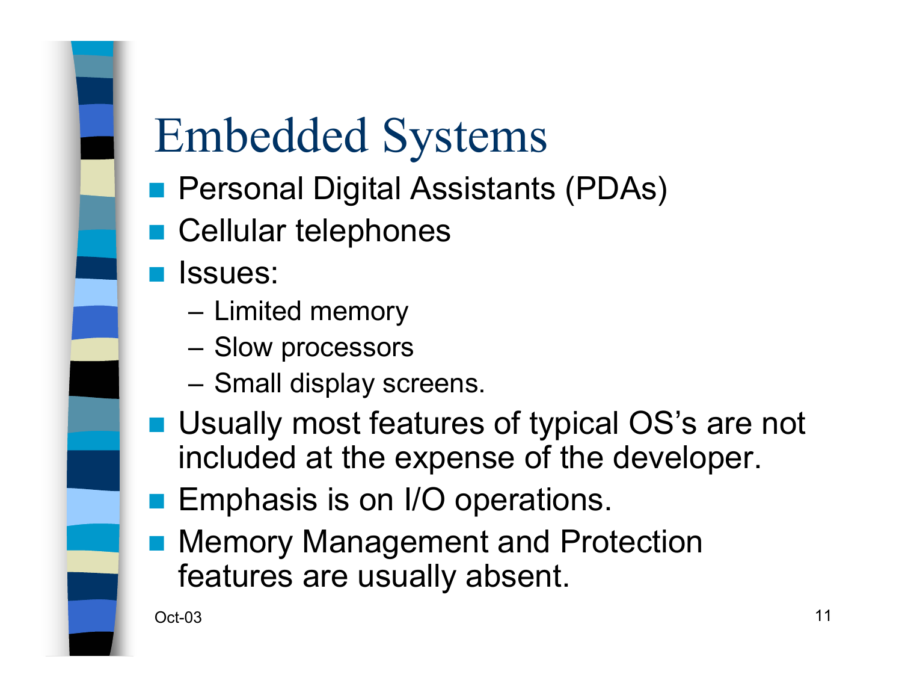# Embedded Systems

- Personal Digital Assistants (PDAs)
- Cellular telephones
- Issues:
  - Limited memory
  - Slow processors
  - Small display screens.
- Usually most features of typical OS's are not included at the expense of the developer.
- Emphasis is on I/O operations.
- Memory Management and Protection features are usually absent.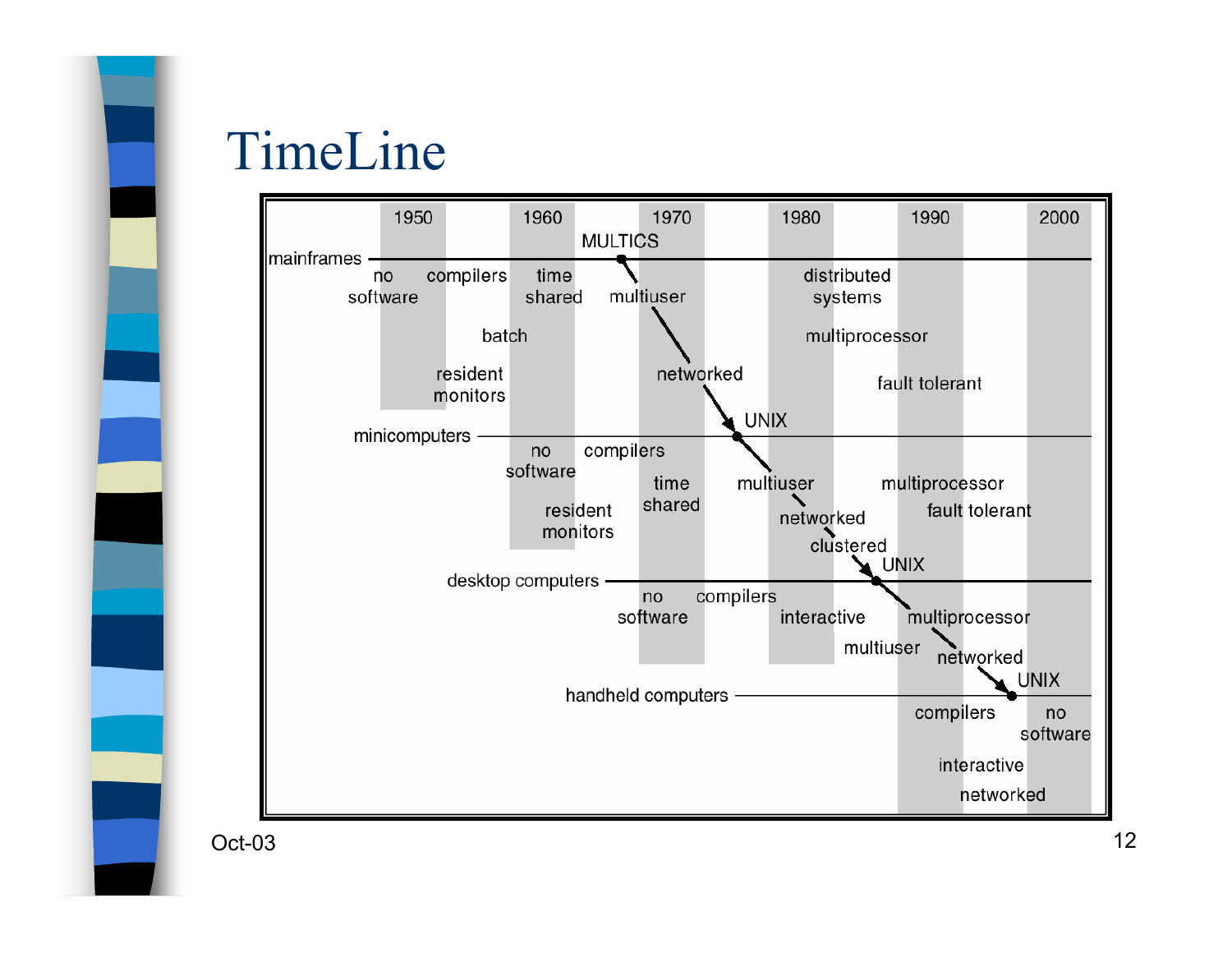# TimeLine

1950 | 1960 | 1970 | 1980 | 1990 | 2000

**mainframes**: no software, compilers, batch, resident monitors, time shared, MULTICS, multiuser, networked, distributed systems, multiprocessor, fault tolerant → UNIX

**minicomputers**: no software, compilers, resident monitors, time shared, multiuser, networked, clustered, multiprocessor, fault tolerant → UNIX

**desktop computers**: no software, compilers, interactive, multiuser, multiprocessor, networked → UNIX

**handheld computers**: compilers, no software, interactive, networked

Oct-03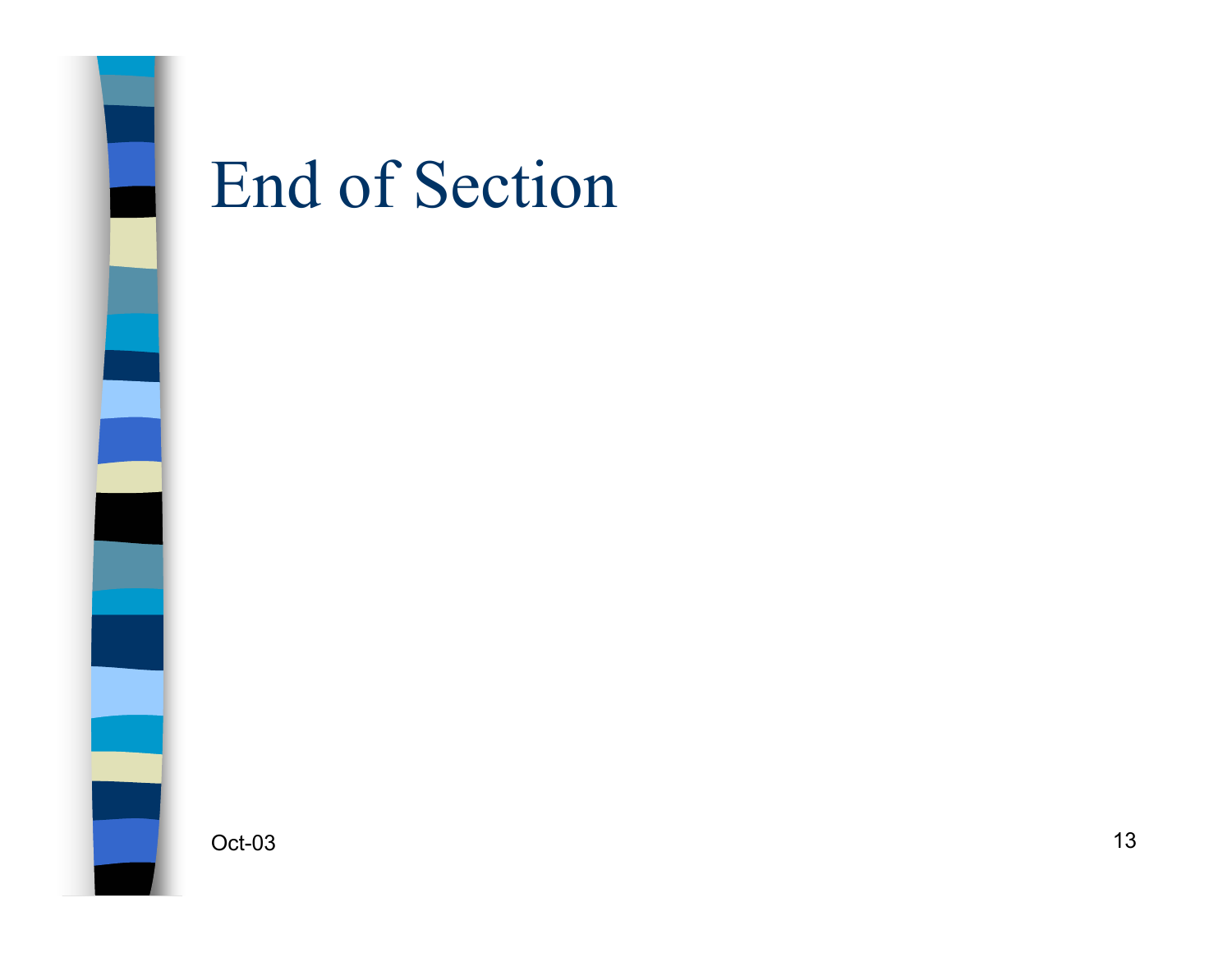# End of Section